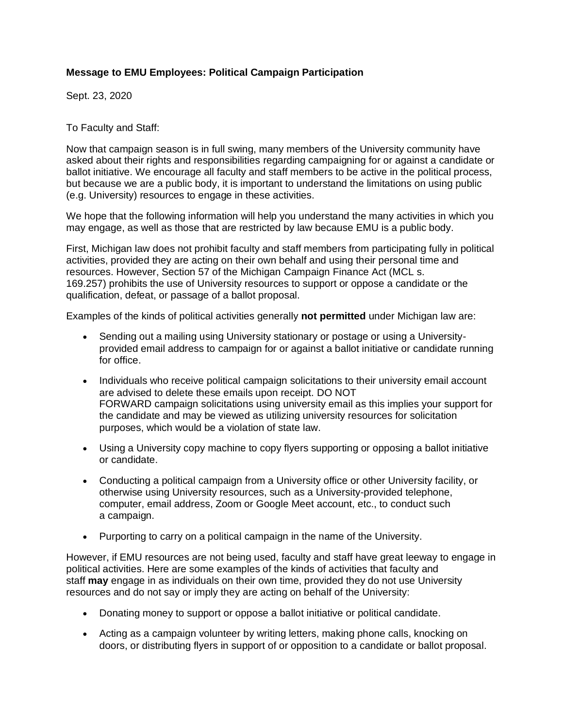**Message to EMU Employees: Political Campaign Participation**

Sept. 23, 2020

To Faculty and Staff:

Now that campaign season is in full swing, many members of the University community have asked about their rights and responsibilities regarding campaigning for or against a candidate or ballot initiative. We encourage all faculty and staff members to be active in the political process, but because we are a public body, it is important to understand the limitations on using public (e.g. University) resources to engage in these activities.

We hope that the following information will help you understand the many activities in which you may engage, as well as those that are restricted by law because EMU is a public body.

First, Michigan law does not prohibit faculty and staff members from participating fully in political activities, provided they are acting on their own behalf and using their personal time and resources. However, Section 57 of the Michigan Campaign Finance Act (MCL s. 169.257) prohibits the use of University resources to support or oppose a candidate or the qualification, defeat, or passage of a ballot proposal.

Examples of the kinds of political activities generally **not permitted** under Michigan law are:

- Sending out a mailing using University stationary or postage or using a University-provided email address to campaign for or against a ballot initiative or candidate running for office.
- Individuals who receive political campaign solicitations to their university email account are advised to delete these emails upon receipt. DO NOT FORWARD campaign solicitations using university email as this implies your support for the candidate and may be viewed as utilizing university resources for solicitation purposes, which would be a violation of state law.
- Using a University copy machine to copy flyers supporting or opposing a ballot initiative or candidate.
- Conducting a political campaign from a University office or other University facility, or otherwise using University resources, such as a University-provided telephone, computer, email address, Zoom or Google Meet account, etc., to conduct such a campaign.
- Purporting to carry on a political campaign in the name of the University.

However, if EMU resources are not being used, faculty and staff have great leeway to engage in political activities. Here are some examples of the kinds of activities that faculty and staff **may** engage in as individuals on their own time, provided they do not use University resources and do not say or imply they are acting on behalf of the University:

- Donating money to support or oppose a ballot initiative or political candidate.
- Acting as a campaign volunteer by writing letters, making phone calls, knocking on doors, or distributing flyers in support of or opposition to a candidate or ballot proposal.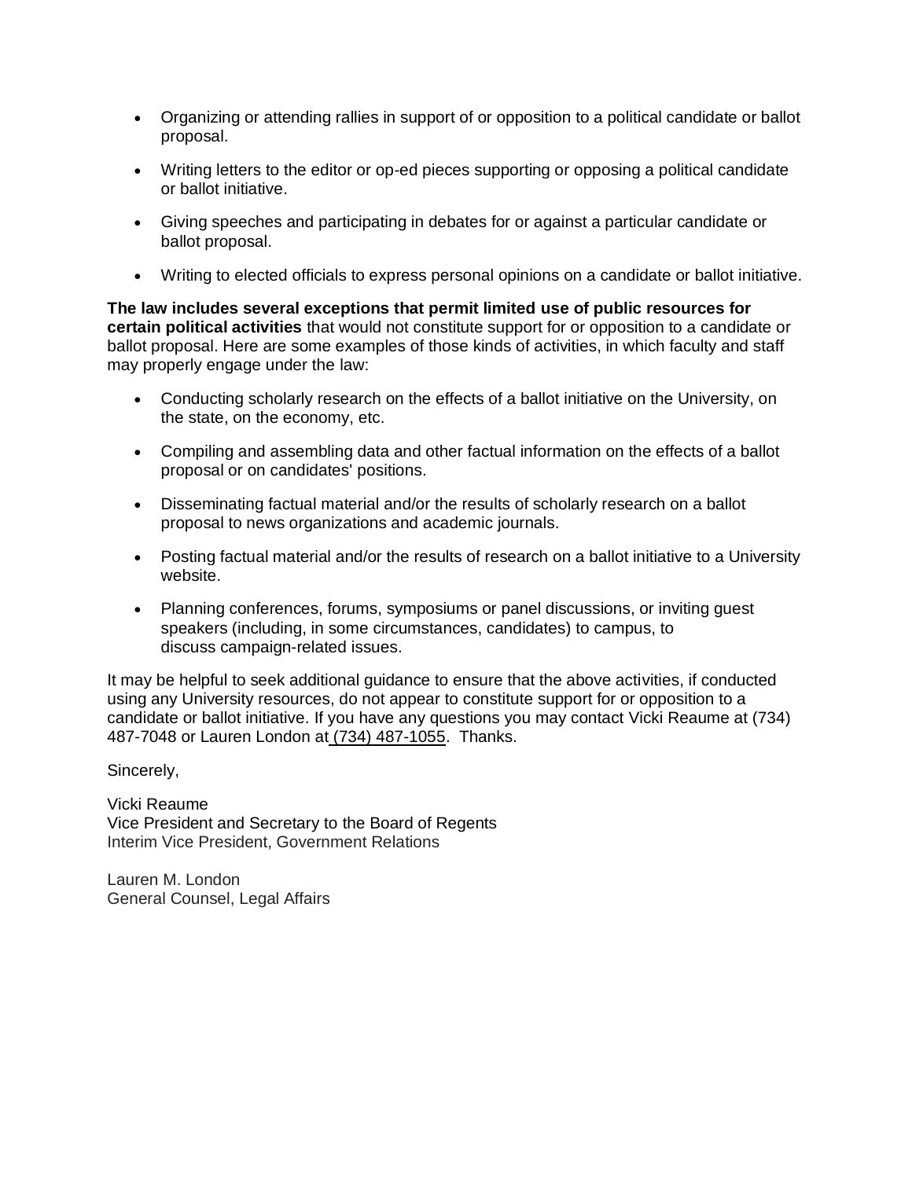- Organizing or attending rallies in support of or opposition to a political candidate or ballot proposal.
- Writing letters to the editor or op-ed pieces supporting or opposing a political candidate or ballot initiative.
- Giving speeches and participating in debates for or against a particular candidate or ballot proposal.
- Writing to elected officials to express personal opinions on a candidate or ballot initiative.

**The law includes several exceptions that permit limited use of public resources for certain political activities** that would not constitute support for or opposition to a candidate or ballot proposal. Here are some examples of those kinds of activities, in which faculty and staff may properly engage under the law:

- Conducting scholarly research on the effects of a ballot initiative on the University, on the state, on the economy, etc.
- Compiling and assembling data and other factual information on the effects of a ballot proposal or on candidates' positions.
- Disseminating factual material and/or the results of scholarly research on a ballot proposal to news organizations and academic journals.
- Posting factual material and/or the results of research on a ballot initiative to a University website.
- Planning conferences, forums, symposiums or panel discussions, or inviting guest speakers (including, in some circumstances, candidates) to campus, to discuss campaign-related issues.

It may be helpful to seek additional guidance to ensure that the above activities, if conducted using any University resources, do not appear to constitute support for or opposition to a candidate or ballot initiative. If you have any questions you may contact Vicki Reaume at (734) 487-7048 or Lauren London at (734) 487-1055. Thanks.

Sincerely,

Vicki Reaume
Vice President and Secretary to the Board of Regents
Interim Vice President, Government Relations

Lauren M. London
General Counsel, Legal Affairs